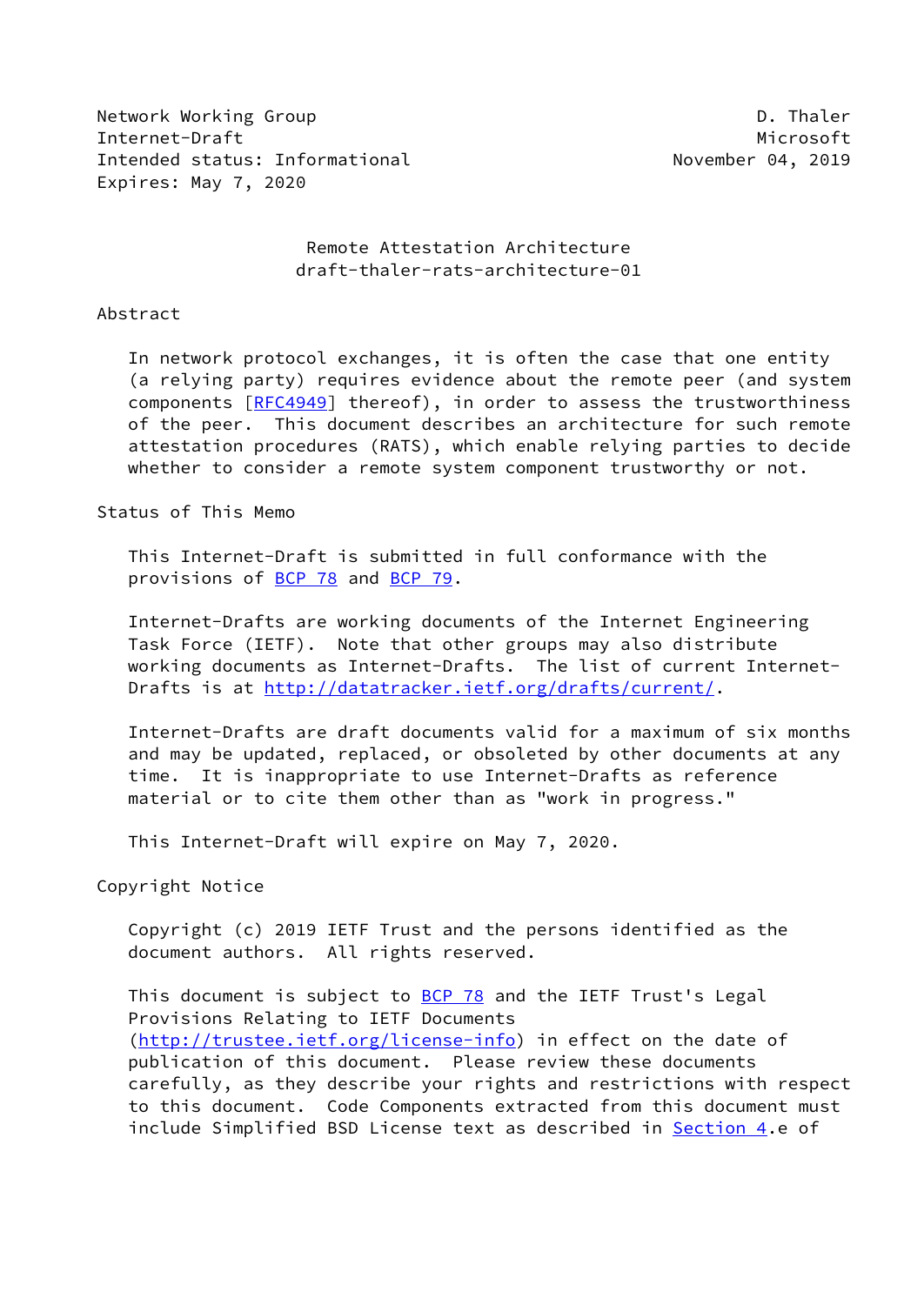Network Working Group D. Thaler
Internet-Draft Microsoft
Intended status: Informational November 04, 2019
Expires: May 7, 2020

# Remote Attestation Architecture
draft-thaler-rats-architecture-01

## Abstract

In network protocol exchanges, it is often the case that one entity (a relying party) requires evidence about the remote peer (and system components [RFC4949] thereof), in order to assess the trustworthiness of the peer. This document describes an architecture for such remote attestation procedures (RATS), which enable relying parties to decide whether to consider a remote system component trustworthy or not.

## Status of This Memo

This Internet-Draft is submitted in full conformance with the provisions of BCP 78 and BCP 79.

Internet-Drafts are working documents of the Internet Engineering Task Force (IETF). Note that other groups may also distribute working documents as Internet-Drafts. The list of current Internet-Drafts is at http://datatracker.ietf.org/drafts/current/.

Internet-Drafts are draft documents valid for a maximum of six months and may be updated, replaced, or obsoleted by other documents at any time. It is inappropriate to use Internet-Drafts as reference material or to cite them other than as "work in progress."

This Internet-Draft will expire on May 7, 2020.

## Copyright Notice

Copyright (c) 2019 IETF Trust and the persons identified as the document authors. All rights reserved.

This document is subject to BCP 78 and the IETF Trust's Legal Provisions Relating to IETF Documents (http://trustee.ietf.org/license-info) in effect on the date of publication of this document. Please review these documents carefully, as they describe your rights and restrictions with respect to this document. Code Components extracted from this document must include Simplified BSD License text as described in Section 4.e of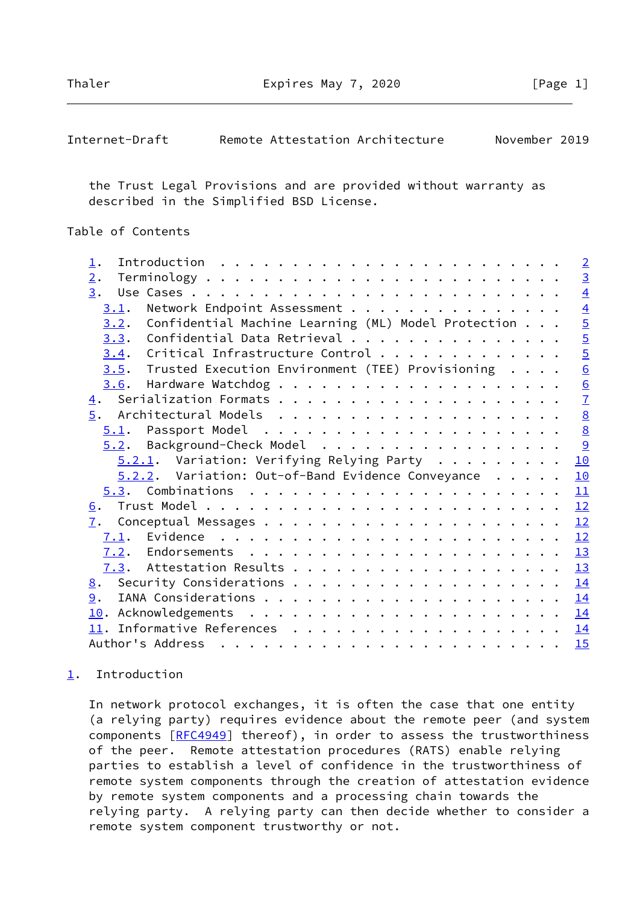the Trust Legal Provisions and are provided without warranty as described in the Simplified BSD License.

Table of Contents

```
   1.  Introduction  . . . . . . . . . . . . . . . . . . . . . . . .   2
   2.  Terminology . . . . . . . . . . . . . . . . . . . . . . . . .   3
   3.  Use Cases . . . . . . . . . . . . . . . . . . . . . . . . . .   4
     3.1.  Network Endpoint Assessment . . . . . . . . . . . . . . .   4
     3.2.  Confidential Machine Learning (ML) Model Protection . . .   5
     3.3.  Confidential Data Retrieval . . . . . . . . . . . . . . .   5
     3.4.  Critical Infrastructure Control . . . . . . . . . . . . .   5
     3.5.  Trusted Execution Environment (TEE) Provisioning  . . . .   6
     3.6.  Hardware Watchdog . . . . . . . . . . . . . . . . . . . .   6
   4.  Serialization Formats . . . . . . . . . . . . . . . . . . . .   7
   5.  Architectural Models  . . . . . . . . . . . . . . . . . . . .   8
     5.1.  Passport Model  . . . . . . . . . . . . . . . . . . . . .   8
     5.2.  Background-Check Model  . . . . . . . . . . . . . . . . .   9
       5.2.1.  Variation: Verifying Relying Party  . . . . . . . . .  10
       5.2.2.  Variation: Out-of-Band Evidence Conveyance  . . . . .  10
     5.3.  Combinations  . . . . . . . . . . . . . . . . . . . . . .  11
   6.  Trust Model . . . . . . . . . . . . . . . . . . . . . . . . .  12
   7.  Conceptual Messages . . . . . . . . . . . . . . . . . . . . .  12
     7.1.  Evidence  . . . . . . . . . . . . . . . . . . . . . . . .  12
     7.2.  Endorsements  . . . . . . . . . . . . . . . . . . . . . .  13
     7.3.  Attestation Results . . . . . . . . . . . . . . . . . . .  13
   8.  Security Considerations . . . . . . . . . . . . . . . . . . .  14
   9.  IANA Considerations . . . . . . . . . . . . . . . . . . . . .  14
   10. Acknowledgements  . . . . . . . . . . . . . . . . . . . . . .  14
   11. Informative References  . . . . . . . . . . . . . . . . . . .  14
   Author's Address  . . . . . . . . . . . . . . . . . . . . . . . .  15
```

## 1. Introduction

In network protocol exchanges, it is often the case that one entity (a relying party) requires evidence about the remote peer (and system components [RFC4949] thereof), in order to assess the trustworthiness of the peer. Remote attestation procedures (RATS) enable relying parties to establish a level of confidence in the trustworthiness of remote system components through the creation of attestation evidence by remote system components and a processing chain towards the relying party. A relying party can then decide whether to consider a remote system component trustworthy or not.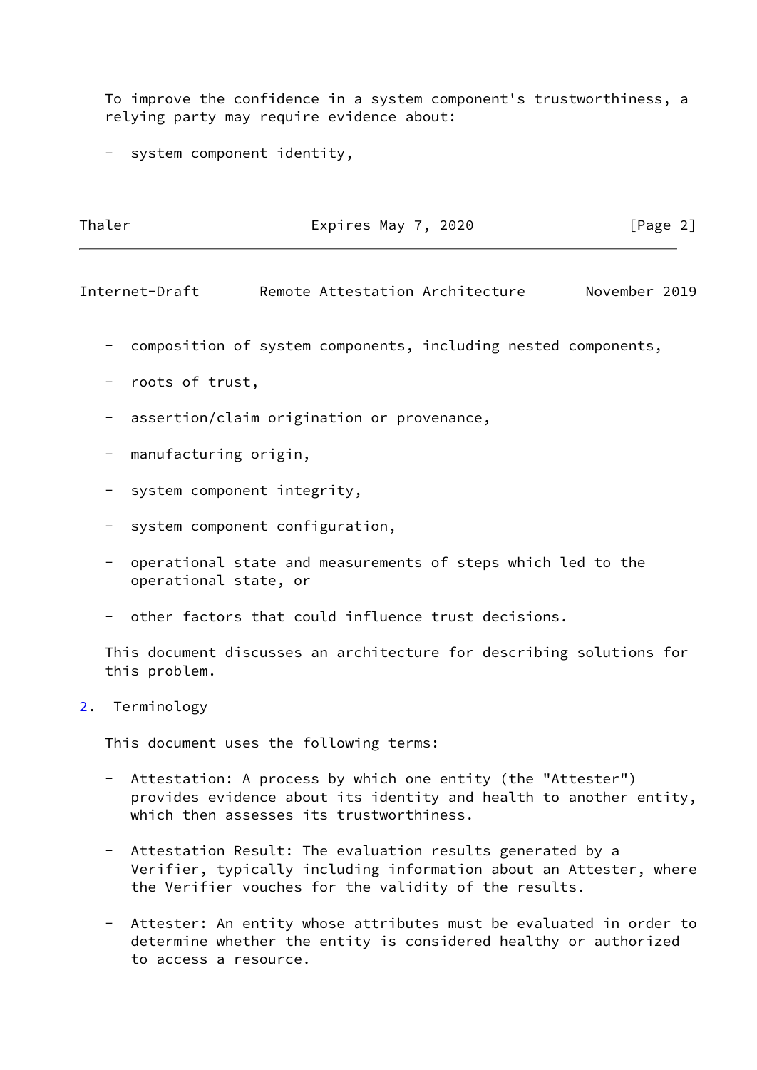To improve the confidence in a system component's trustworthiness, a relying party may require evidence about:

- system component identity,
- composition of system components, including nested components,
- roots of trust,
- assertion/claim origination or provenance,
- manufacturing origin,
- system component integrity,
- system component configuration,
- operational state and measurements of steps which led to the operational state, or
- other factors that could influence trust decisions.

This document discusses an architecture for describing solutions for this problem.

## 2. Terminology

This document uses the following terms:

- Attestation: A process by which one entity (the "Attester") provides evidence about its identity and health to another entity, which then assesses its trustworthiness.

- Attestation Result: The evaluation results generated by a Verifier, typically including information about an Attester, where the Verifier vouches for the validity of the results.

- Attester: An entity whose attributes must be evaluated in order to determine whether the entity is considered healthy or authorized to access a resource.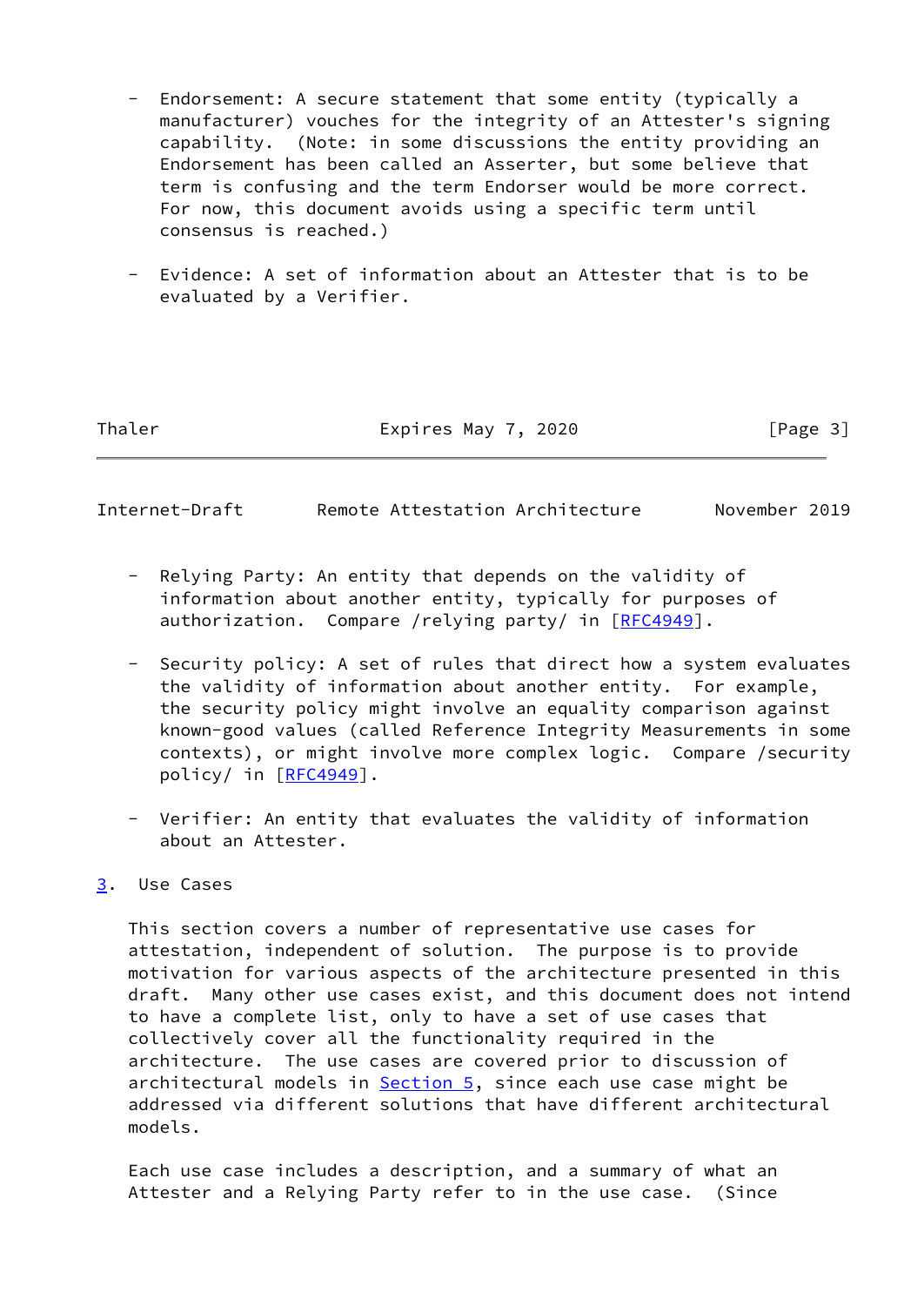- Endorsement: A secure statement that some entity (typically a manufacturer) vouches for the integrity of an Attester's signing capability. (Note: in some discussions the entity providing an Endorsement has been called an Asserter, but some believe that term is confusing and the term Endorser would be more correct. For now, this document avoids using a specific term until consensus is reached.)

- Evidence: A set of information about an Attester that is to be evaluated by a Verifier.

- Relying Party: An entity that depends on the validity of information about another entity, typically for purposes of authorization. Compare /relying party/ in [RFC4949].

- Security policy: A set of rules that direct how a system evaluates the validity of information about another entity. For example, the security policy might involve an equality comparison against known-good values (called Reference Integrity Measurements in some contexts), or might involve more complex logic. Compare /security policy/ in [RFC4949].

- Verifier: An entity that evaluates the validity of information about an Attester.

## 3. Use Cases

This section covers a number of representative use cases for attestation, independent of solution. The purpose is to provide motivation for various aspects of the architecture presented in this draft. Many other use cases exist, and this document does not intend to have a complete list, only to have a set of use cases that collectively cover all the functionality required in the architecture. The use cases are covered prior to discussion of architectural models in Section 5, since each use case might be addressed via different solutions that have different architectural models.

Each use case includes a description, and a summary of what an Attester and a Relying Party refer to in the use case. (Since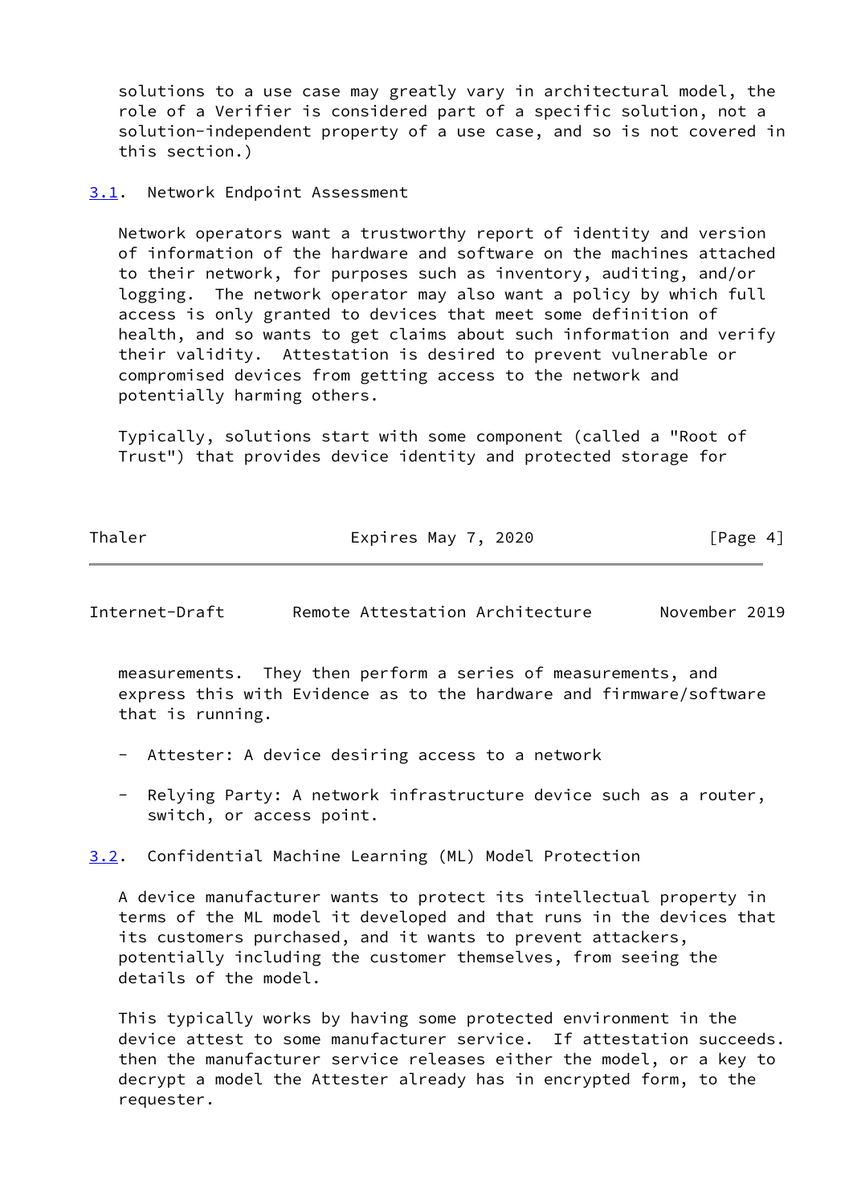solutions to a use case may greatly vary in architectural model, the role of a Verifier is considered part of a specific solution, not a solution-independent property of a use case, and so is not covered in this section.)

## 3.1. Network Endpoint Assessment

Network operators want a trustworthy report of identity and version of information of the hardware and software on the machines attached to their network, for purposes such as inventory, auditing, and/or logging. The network operator may also want a policy by which full access is only granted to devices that meet some definition of health, and so wants to get claims about such information and verify their validity. Attestation is desired to prevent vulnerable or compromised devices from getting access to the network and potentially harming others.

Typically, solutions start with some component (called a "Root of Trust") that provides device identity and protected storage for measurements. They then perform a series of measurements, and express this with Evidence as to the hardware and firmware/software that is running.

- Attester: A device desiring access to a network

- Relying Party: A network infrastructure device such as a router, switch, or access point.

## 3.2. Confidential Machine Learning (ML) Model Protection

A device manufacturer wants to protect its intellectual property in terms of the ML model it developed and that runs in the devices that its customers purchased, and it wants to prevent attackers, potentially including the customer themselves, from seeing the details of the model.

This typically works by having some protected environment in the device attest to some manufacturer service. If attestation succeeds. then the manufacturer service releases either the model, or a key to decrypt a model the Attester already has in encrypted form, to the requester.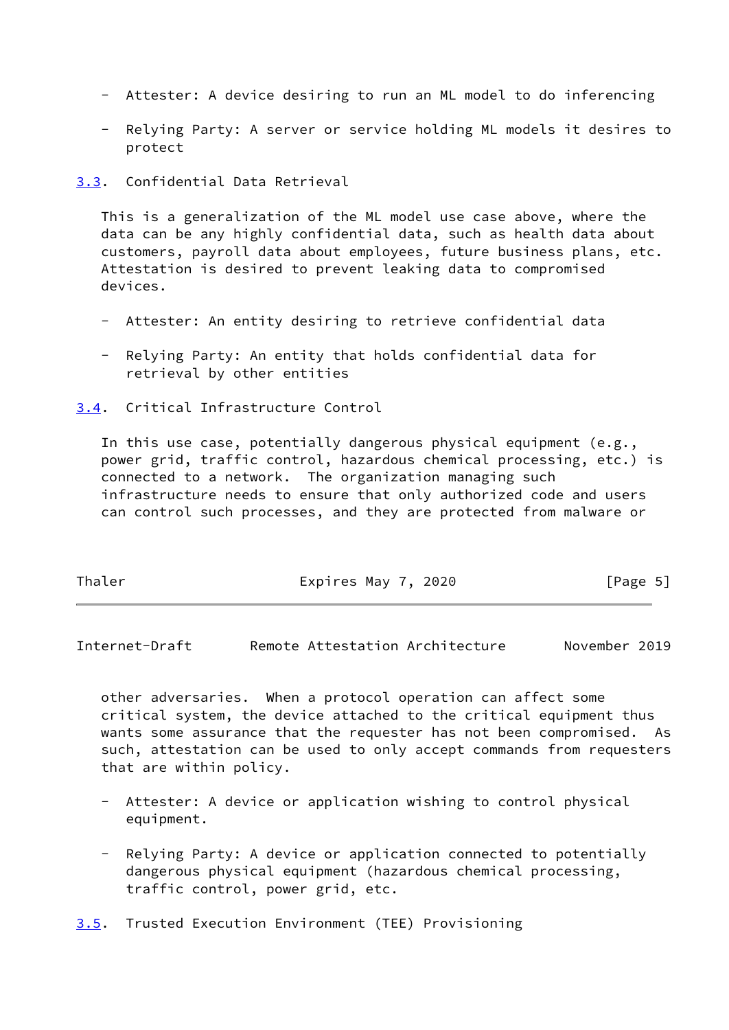- Attester: A device desiring to run an ML model to do inferencing

- Relying Party: A server or service holding ML models it desires to protect

### 3.3. Confidential Data Retrieval

This is a generalization of the ML model use case above, where the data can be any highly confidential data, such as health data about customers, payroll data about employees, future business plans, etc. Attestation is desired to prevent leaking data to compromised devices.

- Attester: An entity desiring to retrieve confidential data

- Relying Party: An entity that holds confidential data for retrieval by other entities

### 3.4. Critical Infrastructure Control

In this use case, potentially dangerous physical equipment (e.g., power grid, traffic control, hazardous chemical processing, etc.) is connected to a network. The organization managing such infrastructure needs to ensure that only authorized code and users can control such processes, and they are protected from malware or other adversaries. When a protocol operation can affect some critical system, the device attached to the critical equipment thus wants some assurance that the requester has not been compromised. As such, attestation can be used to only accept commands from requesters that are within policy.

- Attester: A device or application wishing to control physical equipment.

- Relying Party: A device or application connected to potentially dangerous physical equipment (hazardous chemical processing, traffic control, power grid, etc.

### 3.5. Trusted Execution Environment (TEE) Provisioning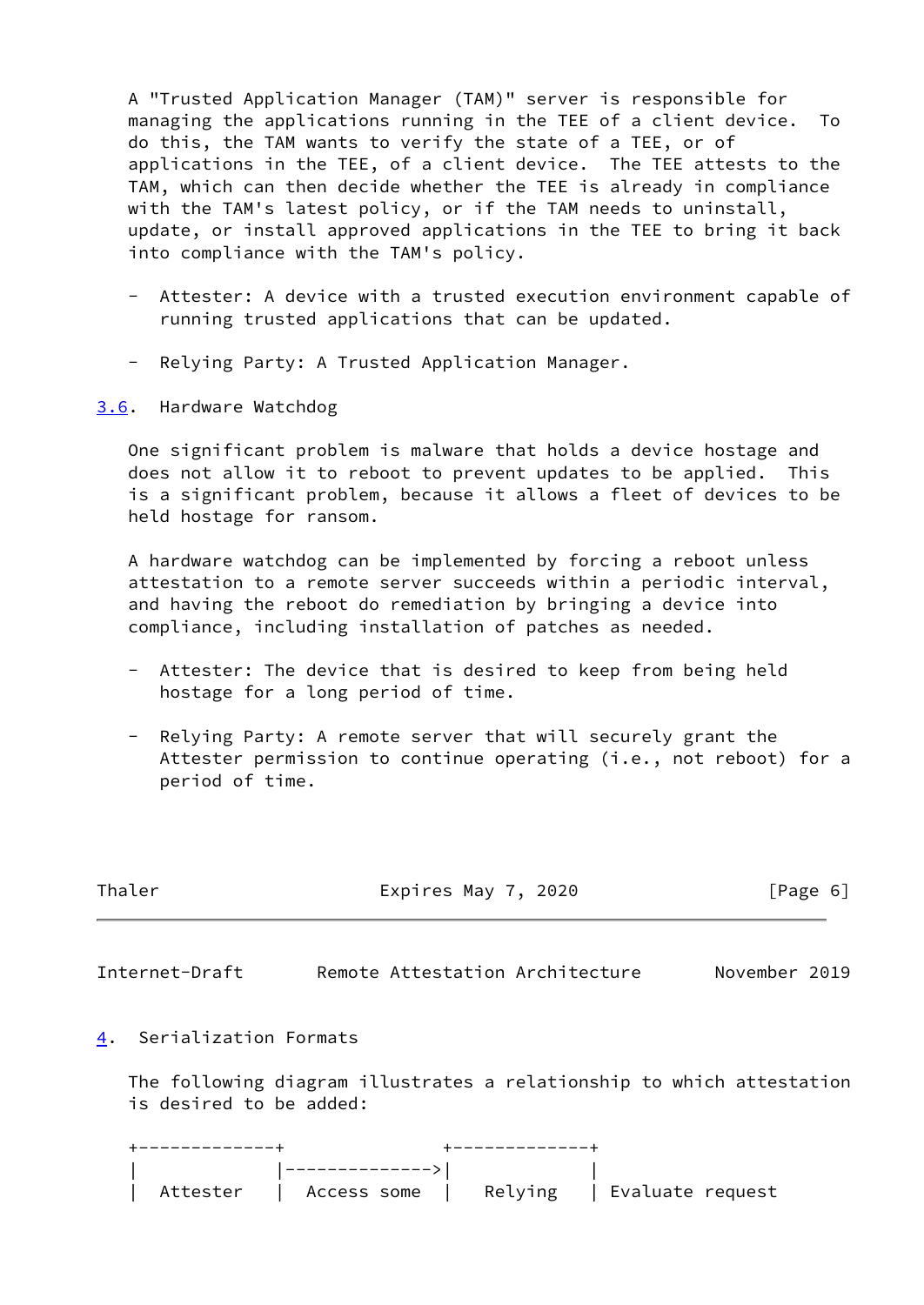A "Trusted Application Manager (TAM)" server is responsible for managing the applications running in the TEE of a client device. To do this, the TAM wants to verify the state of a TEE, or of applications in the TEE, of a client device. The TEE attests to the TAM, which can then decide whether the TEE is already in compliance with the TAM's latest policy, or if the TAM needs to uninstall, update, or install approved applications in the TEE to bring it back into compliance with the TAM's policy.

- Attester: A device with a trusted execution environment capable of running trusted applications that can be updated.

- Relying Party: A Trusted Application Manager.

### 3.6. Hardware Watchdog

One significant problem is malware that holds a device hostage and does not allow it to reboot to prevent updates to be applied. This is a significant problem, because it allows a fleet of devices to be held hostage for ransom.

A hardware watchdog can be implemented by forcing a reboot unless attestation to a remote server succeeds within a periodic interval, and having the reboot do remediation by bringing a device into compliance, including installation of patches as needed.

- Attester: The device that is desired to keep from being held hostage for a long period of time.

- Relying Party: A remote server that will securely grant the Attester permission to continue operating (i.e., not reboot) for a period of time.

## 4. Serialization Formats

The following diagram illustrates a relationship to which attestation is desired to be added:

```
+-------------+               +-------------+
|             |-------------->|             |
|  Attester   |  Access some  |   Relying   | Evaluate request
```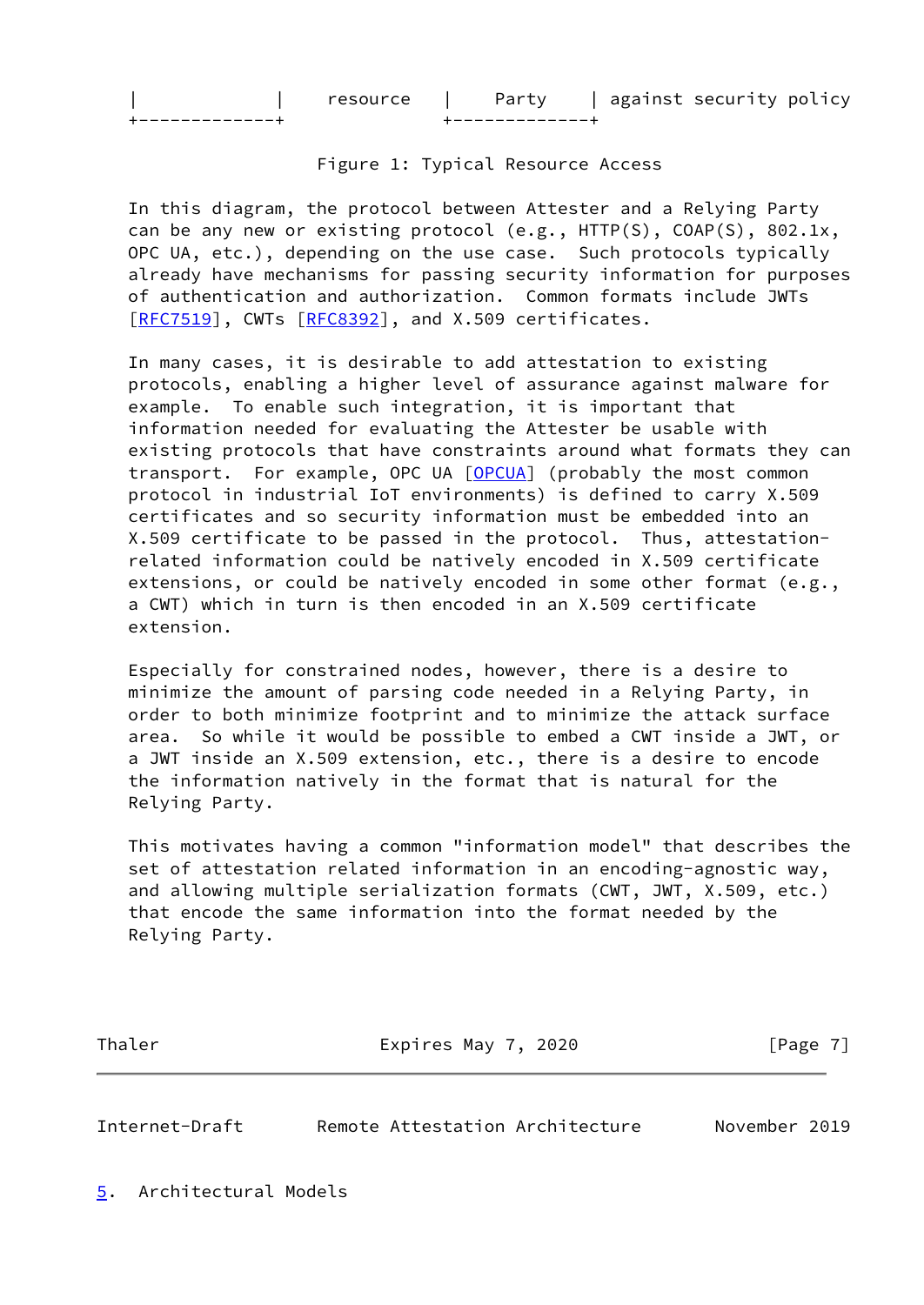```
|             |    resource    |    Party     | against security policy
+-------------+                +--------------+
```

Figure 1: Typical Resource Access

In this diagram, the protocol between Attester and a Relying Party can be any new or existing protocol (e.g., HTTP(S), COAP(S), 802.1x, OPC UA, etc.), depending on the use case. Such protocols typically already have mechanisms for passing security information for purposes of authentication and authorization. Common formats include JWTs [RFC7519], CWTs [RFC8392], and X.509 certificates.

In many cases, it is desirable to add attestation to existing protocols, enabling a higher level of assurance against malware for example. To enable such integration, it is important that information needed for evaluating the Attester be usable with existing protocols that have constraints around what formats they can transport. For example, OPC UA [OPCUA] (probably the most common protocol in industrial IoT environments) is defined to carry X.509 certificates and so security information must be embedded into an X.509 certificate to be passed in the protocol. Thus, attestation-related information could be natively encoded in X.509 certificate extensions, or could be natively encoded in some other format (e.g., a CWT) which in turn is then encoded in an X.509 certificate extension.

Especially for constrained nodes, however, there is a desire to minimize the amount of parsing code needed in a Relying Party, in order to both minimize footprint and to minimize the attack surface area. So while it would be possible to embed a CWT inside a JWT, or a JWT inside an X.509 extension, etc., there is a desire to encode the information natively in the format that is natural for the Relying Party.

This motivates having a common "information model" that describes the set of attestation related information in an encoding-agnostic way, and allowing multiple serialization formats (CWT, JWT, X.509, etc.) that encode the same information into the format needed by the Relying Party.

## 5. Architectural Models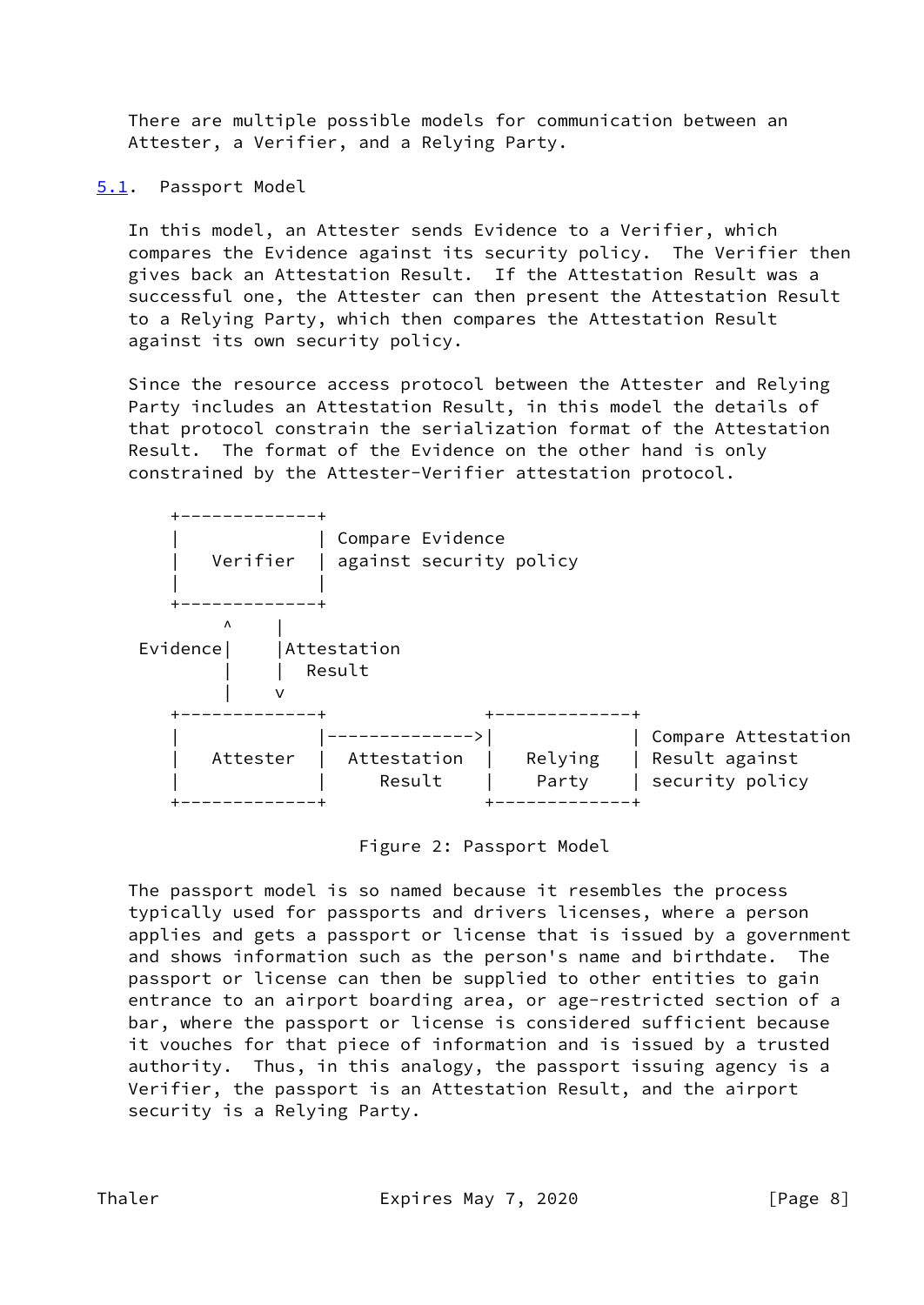There are multiple possible models for communication between an Attester, a Verifier, and a Relying Party.

## 5.1. Passport Model

In this model, an Attester sends Evidence to a Verifier, which compares the Evidence against its security policy. The Verifier then gives back an Attestation Result. If the Attestation Result was a successful one, the Attester can then present the Attestation Result to a Relying Party, which then compares the Attestation Result against its own security policy.

Since the resource access protocol between the Attester and Relying Party includes an Attestation Result, in this model the details of that protocol constrain the serialization format of the Attestation Result. The format of the Evidence on the other hand is only constrained by the Attester-Verifier attestation protocol.

```
      +-------------+
      |             | Compare Evidence
      |   Verifier  | against security policy
      |             |
      +-------------+
           ^    |
   Evidence|    |Attestation
           |    |  Result
           |    v
      +-------------+               +-------------+
      |             |-------------->|             | Compare Attestation
      |   Attester  |  Attestation  |   Relying   | Result against
      |             |     Result    |    Party    | security policy
      +-------------+               +-------------+
```

Figure 2: Passport Model

The passport model is so named because it resembles the process typically used for passports and drivers licenses, where a person applies and gets a passport or license that is issued by a government and shows information such as the person's name and birthdate. The passport or license can then be supplied to other entities to gain entrance to an airport boarding area, or age-restricted section of a bar, where the passport or license is considered sufficient because it vouches for that piece of information and is issued by a trusted authority. Thus, in this analogy, the passport issuing agency is a Verifier, the passport is an Attestation Result, and the airport security is a Relying Party.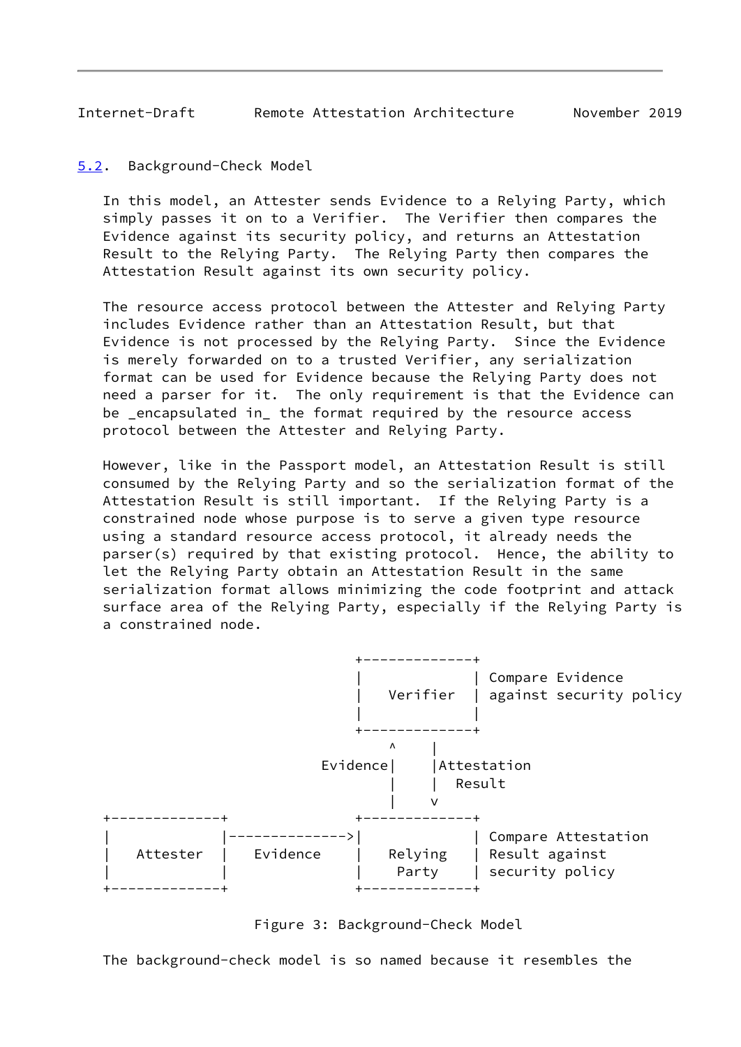### 5.2. Background-Check Model

In this model, an Attester sends Evidence to a Relying Party, which simply passes it on to a Verifier. The Verifier then compares the Evidence against its security policy, and returns an Attestation Result to the Relying Party. The Relying Party then compares the Attestation Result against its own security policy.

The resource access protocol between the Attester and Relying Party includes Evidence rather than an Attestation Result, but that Evidence is not processed by the Relying Party. Since the Evidence is merely forwarded on to a trusted Verifier, any serialization format can be used for Evidence because the Relying Party does not need a parser for it. The only requirement is that the Evidence can be _encapsulated in_ the format required by the resource access protocol between the Attester and Relying Party.

However, like in the Passport model, an Attestation Result is still consumed by the Relying Party and so the serialization format of the Attestation Result is still important. If the Relying Party is a constrained node whose purpose is to serve a given type resource using a standard resource access protocol, it already needs the parser(s) required by that existing protocol. Hence, the ability to let the Relying Party obtain an Attestation Result in the same serialization format allows minimizing the code footprint and attack surface area of the Relying Party, especially if the Relying Party is a constrained node.

```
                               +-------------+
                               |             | Compare Evidence
                               |   Verifier  | against security policy
                               |             |
                               +-------------+
                                    ^    |
                            Evidence|    |Attestation
                                    |    |  Result
                                    |    v
+-------------+                +-------------+
|             |--------------->|             | Compare Attestation
|   Attester  |   Evidence     |   Relying   | Result against
|             |                |    Party    | security policy
+-------------+                +-------------+
```

Figure 3: Background-Check Model

The background-check model is so named because it resembles the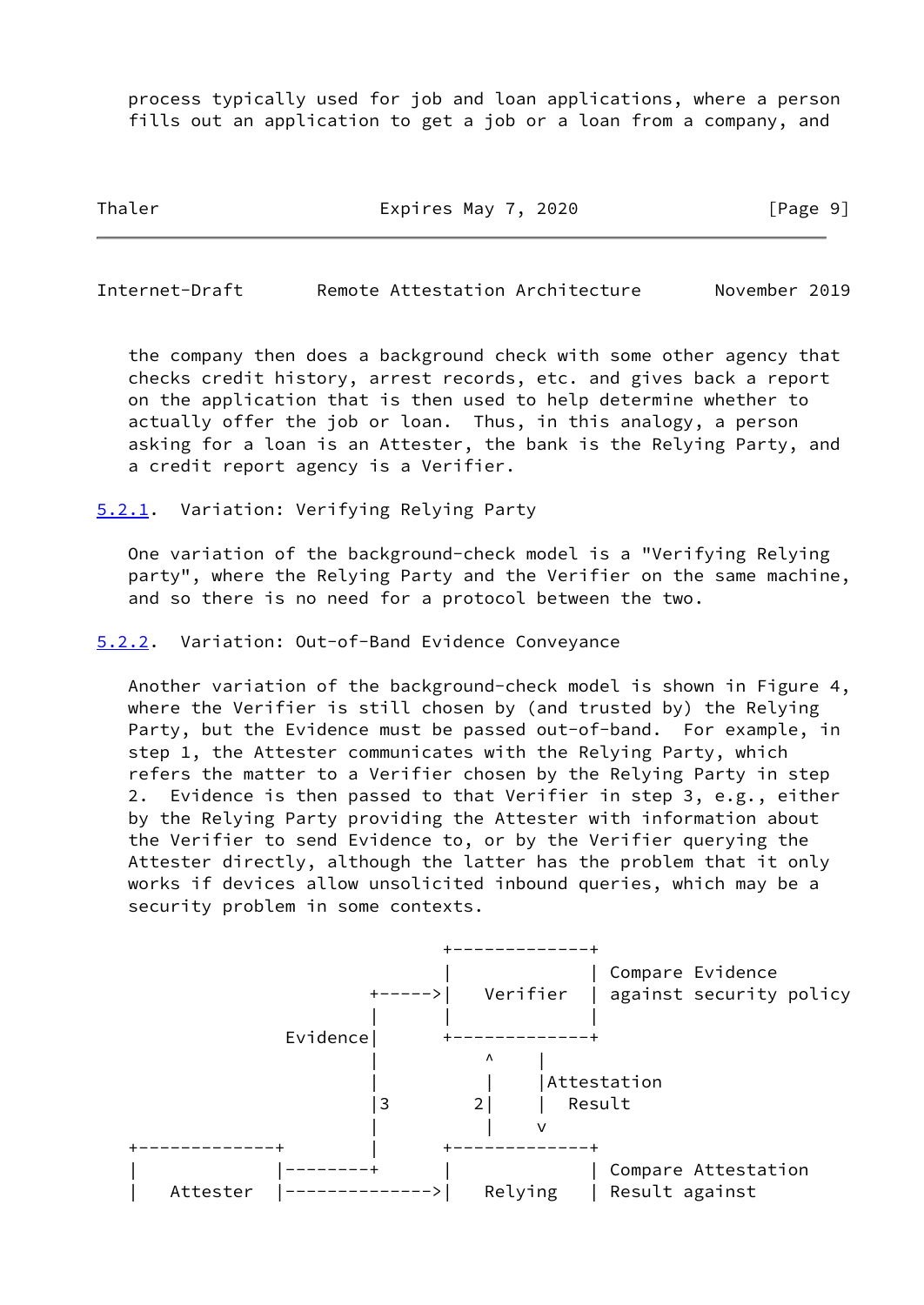process typically used for job and loan applications, where a person fills out an application to get a job or a loan from a company, and the company then does a background check with some other agency that checks credit history, arrest records, etc. and gives back a report on the application that is then used to help determine whether to actually offer the job or loan. Thus, in this analogy, a person asking for a loan is an Attester, the bank is the Relying Party, and a credit report agency is a Verifier.

### 5.2.1. Variation: Verifying Relying Party

One variation of the background-check model is a "Verifying Relying party", where the Relying Party and the Verifier on the same machine, and so there is no need for a protocol between the two.

### 5.2.2. Variation: Out-of-Band Evidence Conveyance

Another variation of the background-check model is shown in Figure 4, where the Verifier is still chosen by (and trusted by) the Relying Party, but the Evidence must be passed out-of-band. For example, in step 1, the Attester communicates with the Relying Party, which refers the matter to a Verifier chosen by the Relying Party in step 2. Evidence is then passed to that Verifier in step 3, e.g., either by the Relying Party providing the Attester with information about the Verifier to send Evidence to, or by the Verifier querying the Attester directly, although the latter has the problem that it only works if devices allow unsolicited inbound queries, which may be a security problem in some contexts.

```
                             +-------------+
                             |             | Compare Evidence
                     +------>|   Verifier  | against security policy
                     |       |             |
             Evidence|       +-------------+
                     |           ^    |
                     |           |    |Attestation
                     |3        2|    |  Result
                     |           |    v
+-------------+      |       +-------------+
|             |------+       |             | Compare Attestation
|   Attester  |------------->|   Relying   | Result against
```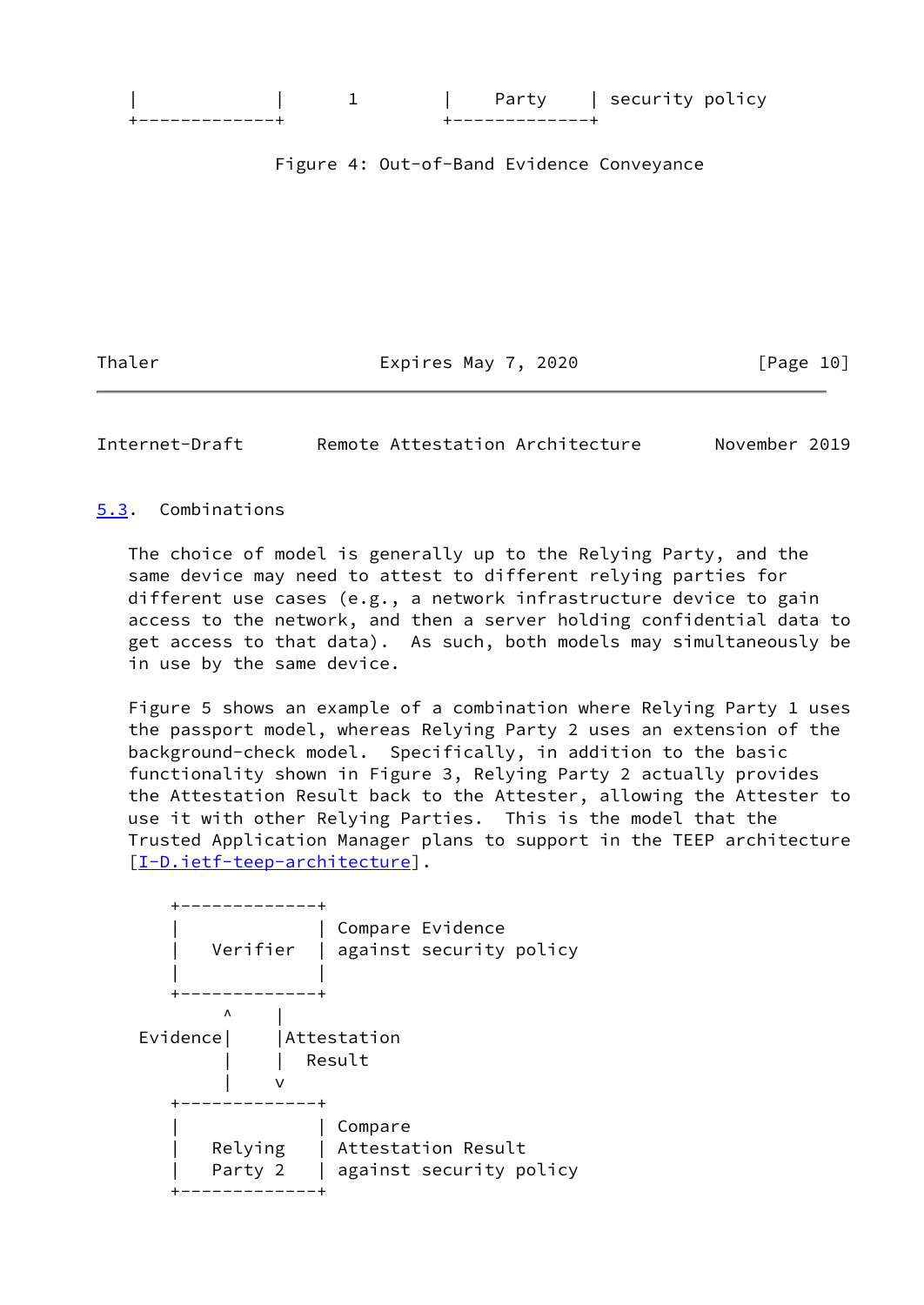```
   |             |      1        |    Party    | security policy
   +-------------+               +-------------+
```

Figure 4: Out-of-Band Evidence Conveyance

## 5.3. Combinations

The choice of model is generally up to the Relying Party, and the same device may need to attest to different relying parties for different use cases (e.g., a network infrastructure device to gain access to the network, and then a server holding confidential data to get access to that data). As such, both models may simultaneously be in use by the same device.

Figure 5 shows an example of a combination where Relying Party 1 uses the passport model, whereas Relying Party 2 uses an extension of the background-check model. Specifically, in addition to the basic functionality shown in Figure 3, Relying Party 2 actually provides the Attestation Result back to the Attester, allowing the Attester to use it with other Relying Parties. This is the model that the Trusted Application Manager plans to support in the TEEP architecture [I-D.ietf-teep-architecture].

```
      +-------------+
      |             | Compare Evidence
      |   Verifier  | against security policy
      |             |
      +-------------+
           ^    |
   Evidence|    |Attestation
           |    |  Result
           |    v
      +-------------+
      |             | Compare
      |   Relying   | Attestation Result
      |   Party 2   | against security policy
      +-------------+
```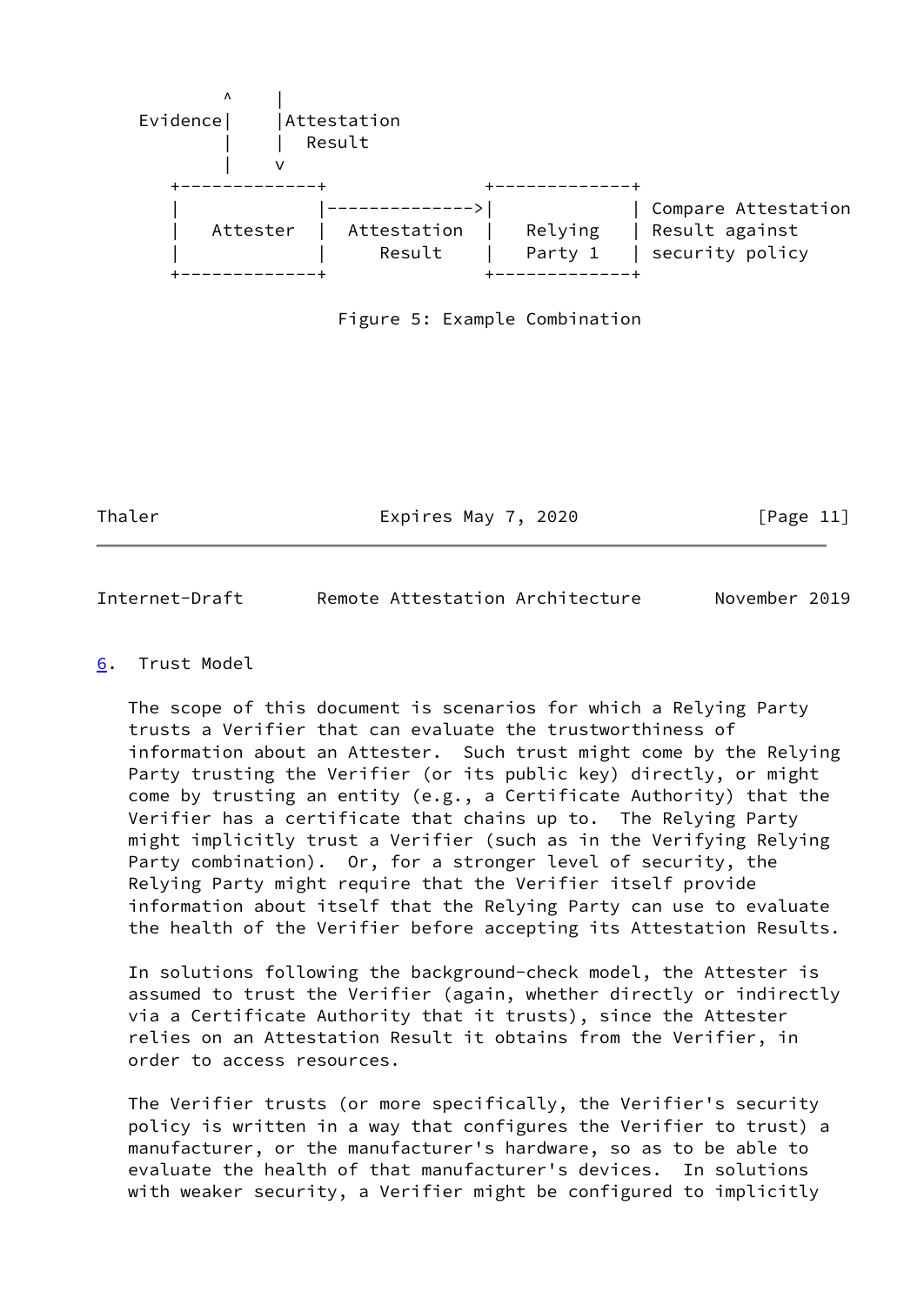```
          ^     |
 Evidence|     |Attestation
         |     |  Result
         |     v
      +-------------+               +-------------+
      |             |-------------->|             | Compare Attestation
      |   Attester  |  Attestation  |   Relying   | Result against
      |             |     Result    |   Party 1   | security policy
      +-------------+               +-------------+
```

Figure 5: Example Combination

## 6. Trust Model

The scope of this document is scenarios for which a Relying Party trusts a Verifier that can evaluate the trustworthiness of information about an Attester. Such trust might come by the Relying Party trusting the Verifier (or its public key) directly, or might come by trusting an entity (e.g., a Certificate Authority) that the Verifier has a certificate that chains up to. The Relying Party might implicitly trust a Verifier (such as in the Verifying Relying Party combination). Or, for a stronger level of security, the Relying Party might require that the Verifier itself provide information about itself that the Relying Party can use to evaluate the health of the Verifier before accepting its Attestation Results.

In solutions following the background-check model, the Attester is assumed to trust the Verifier (again, whether directly or indirectly via a Certificate Authority that it trusts), since the Attester relies on an Attestation Result it obtains from the Verifier, in order to access resources.

The Verifier trusts (or more specifically, the Verifier's security policy is written in a way that configures the Verifier to trust) a manufacturer, or the manufacturer's hardware, so as to be able to evaluate the health of that manufacturer's devices. In solutions with weaker security, a Verifier might be configured to implicitly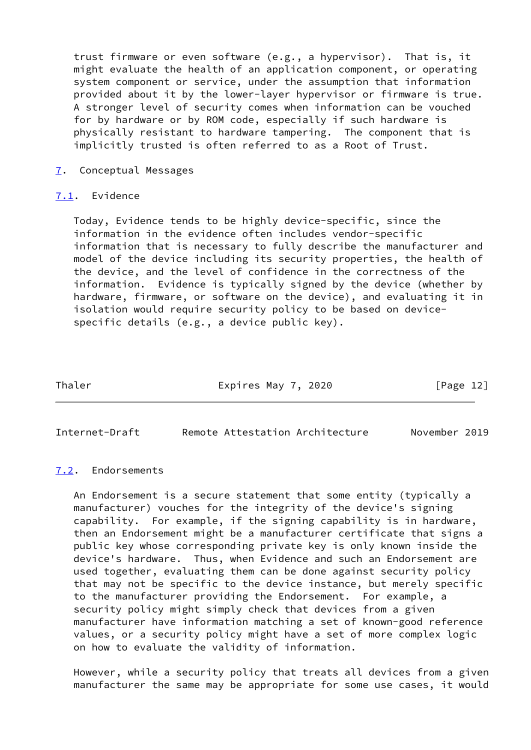trust firmware or even software (e.g., a hypervisor). That is, it might evaluate the health of an application component, or operating system component or service, under the assumption that information provided about it by the lower-layer hypervisor or firmware is true. A stronger level of security comes when information can be vouched for by hardware or by ROM code, especially if such hardware is physically resistant to hardware tampering. The component that is implicitly trusted is often referred to as a Root of Trust.

## 7. Conceptual Messages

### 7.1. Evidence

Today, Evidence tends to be highly device-specific, since the information in the evidence often includes vendor-specific information that is necessary to fully describe the manufacturer and model of the device including its security properties, the health of the device, and the level of confidence in the correctness of the information. Evidence is typically signed by the device (whether by hardware, firmware, or software on the device), and evaluating it in isolation would require security policy to be based on device-specific details (e.g., a device public key).

### 7.2. Endorsements

An Endorsement is a secure statement that some entity (typically a manufacturer) vouches for the integrity of the device's signing capability. For example, if the signing capability is in hardware, then an Endorsement might be a manufacturer certificate that signs a public key whose corresponding private key is only known inside the device's hardware. Thus, when Evidence and such an Endorsement are used together, evaluating them can be done against security policy that may not be specific to the device instance, but merely specific to the manufacturer providing the Endorsement. For example, a security policy might simply check that devices from a given manufacturer have information matching a set of known-good reference values, or a security policy might have a set of more complex logic on how to evaluate the validity of information.

However, while a security policy that treats all devices from a given manufacturer the same may be appropriate for some use cases, it would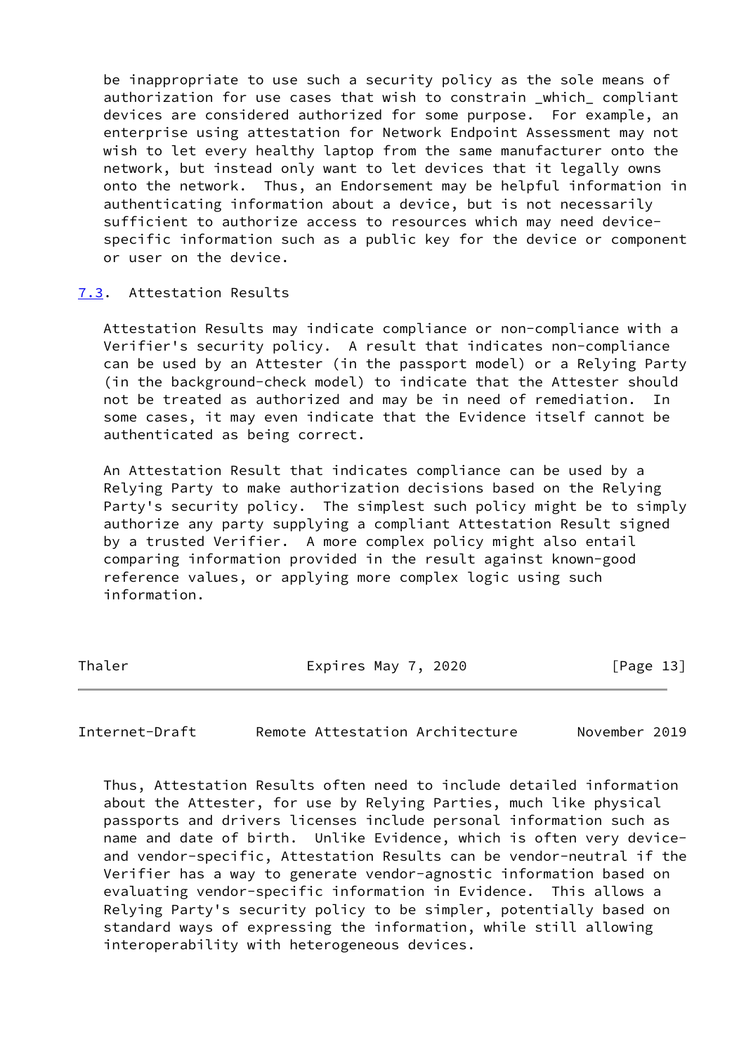be inappropriate to use such a security policy as the sole means of authorization for use cases that wish to constrain _which_ compliant devices are considered authorized for some purpose. For example, an enterprise using attestation for Network Endpoint Assessment may not wish to let every healthy laptop from the same manufacturer onto the network, but instead only want to let devices that it legally owns onto the network. Thus, an Endorsement may be helpful information in authenticating information about a device, but is not necessarily sufficient to authorize access to resources which may need device-specific information such as a public key for the device or component or user on the device.

### 7.3. Attestation Results

Attestation Results may indicate compliance or non-compliance with a Verifier's security policy. A result that indicates non-compliance can be used by an Attester (in the passport model) or a Relying Party (in the background-check model) to indicate that the Attester should not be treated as authorized and may be in need of remediation. In some cases, it may even indicate that the Evidence itself cannot be authenticated as being correct.

An Attestation Result that indicates compliance can be used by a Relying Party to make authorization decisions based on the Relying Party's security policy. The simplest such policy might be to simply authorize any party supplying a compliant Attestation Result signed by a trusted Verifier. A more complex policy might also entail comparing information provided in the result against known-good reference values, or applying more complex logic using such information.

Thus, Attestation Results often need to include detailed information about the Attester, for use by Relying Parties, much like physical passports and drivers licenses include personal information such as name and date of birth. Unlike Evidence, which is often very device- and vendor-specific, Attestation Results can be vendor-neutral if the Verifier has a way to generate vendor-agnostic information based on evaluating vendor-specific information in Evidence. This allows a Relying Party's security policy to be simpler, potentially based on standard ways of expressing the information, while still allowing interoperability with heterogeneous devices.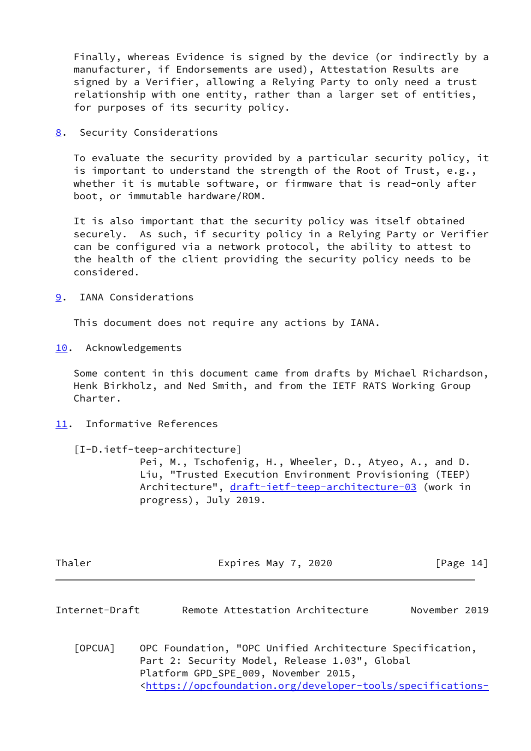Finally, whereas Evidence is signed by the device (or indirectly by a manufacturer, if Endorsements are used), Attestation Results are signed by a Verifier, allowing a Relying Party to only need a trust relationship with one entity, rather than a larger set of entities, for purposes of its security policy.

## 8. Security Considerations

To evaluate the security provided by a particular security policy, it is important to understand the strength of the Root of Trust, e.g., whether it is mutable software, or firmware that is read-only after boot, or immutable hardware/ROM.

It is also important that the security policy was itself obtained securely. As such, if security policy in a Relying Party or Verifier can be configured via a network protocol, the ability to attest to the health of the client providing the security policy needs to be considered.

## 9. IANA Considerations

This document does not require any actions by IANA.

## 10. Acknowledgements

Some content in this document came from drafts by Michael Richardson, Henk Birkholz, and Ned Smith, and from the IETF RATS Working Group Charter.

## 11. Informative References

[I-D.ietf-teep-architecture]
Pei, M., Tschofenig, H., Wheeler, D., Atyeo, A., and D. Liu, "Trusted Execution Environment Provisioning (TEEP) Architecture", draft-ietf-teep-architecture-03 (work in progress), July 2019.

[OPCUA] OPC Foundation, "OPC Unified Architecture Specification, Part 2: Security Model, Release 1.03", Global Platform GPD_SPE_009, November 2015, <https://opcfoundation.org/developer-tools/specifications-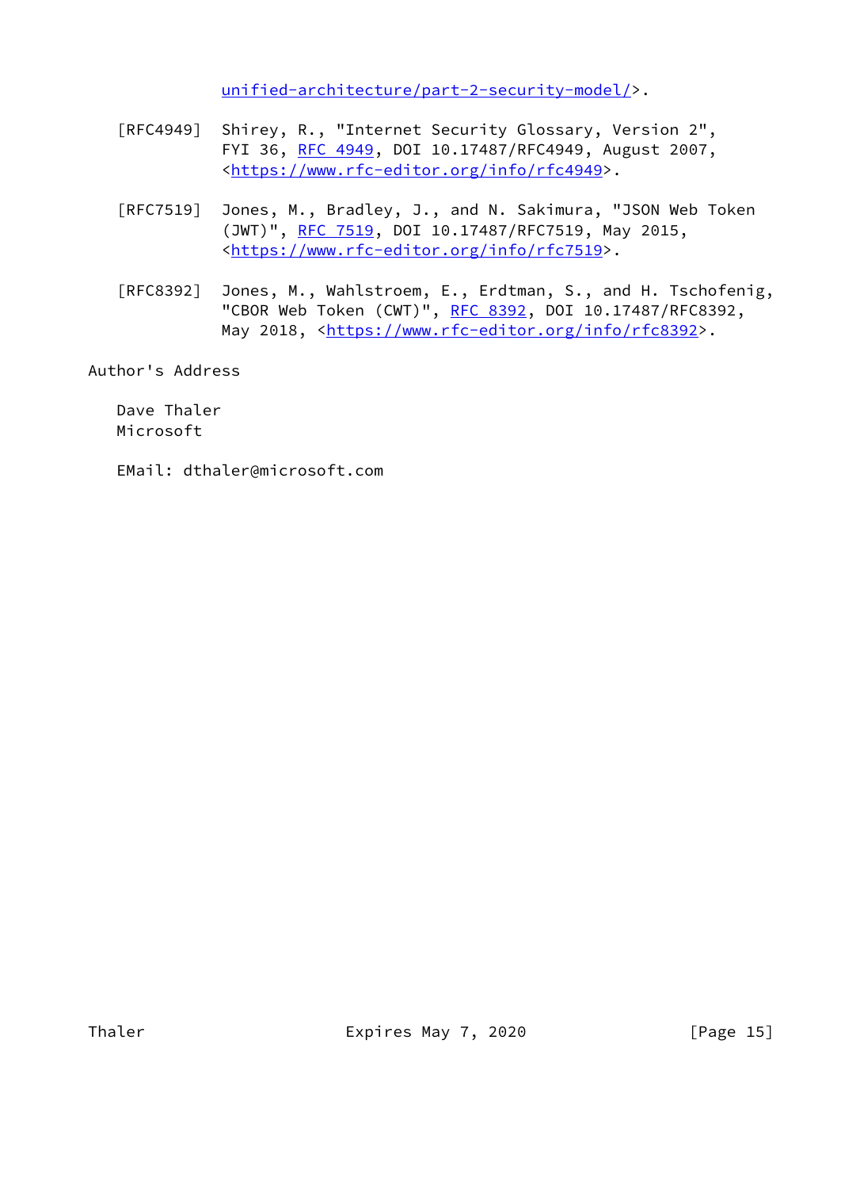unified-architecture/part-2-security-model/>.

[RFC4949] Shirey, R., "Internet Security Glossary, Version 2", FYI 36, RFC 4949, DOI 10.17487/RFC4949, August 2007, <https://www.rfc-editor.org/info/rfc4949>.

[RFC7519] Jones, M., Bradley, J., and N. Sakimura, "JSON Web Token (JWT)", RFC 7519, DOI 10.17487/RFC7519, May 2015, <https://www.rfc-editor.org/info/rfc7519>.

[RFC8392] Jones, M., Wahlstroem, E., Erdtman, S., and H. Tschofenig, "CBOR Web Token (CWT)", RFC 8392, DOI 10.17487/RFC8392, May 2018, <https://www.rfc-editor.org/info/rfc8392>.

Author's Address

Dave Thaler
Microsoft

EMail: dthaler@microsoft.com